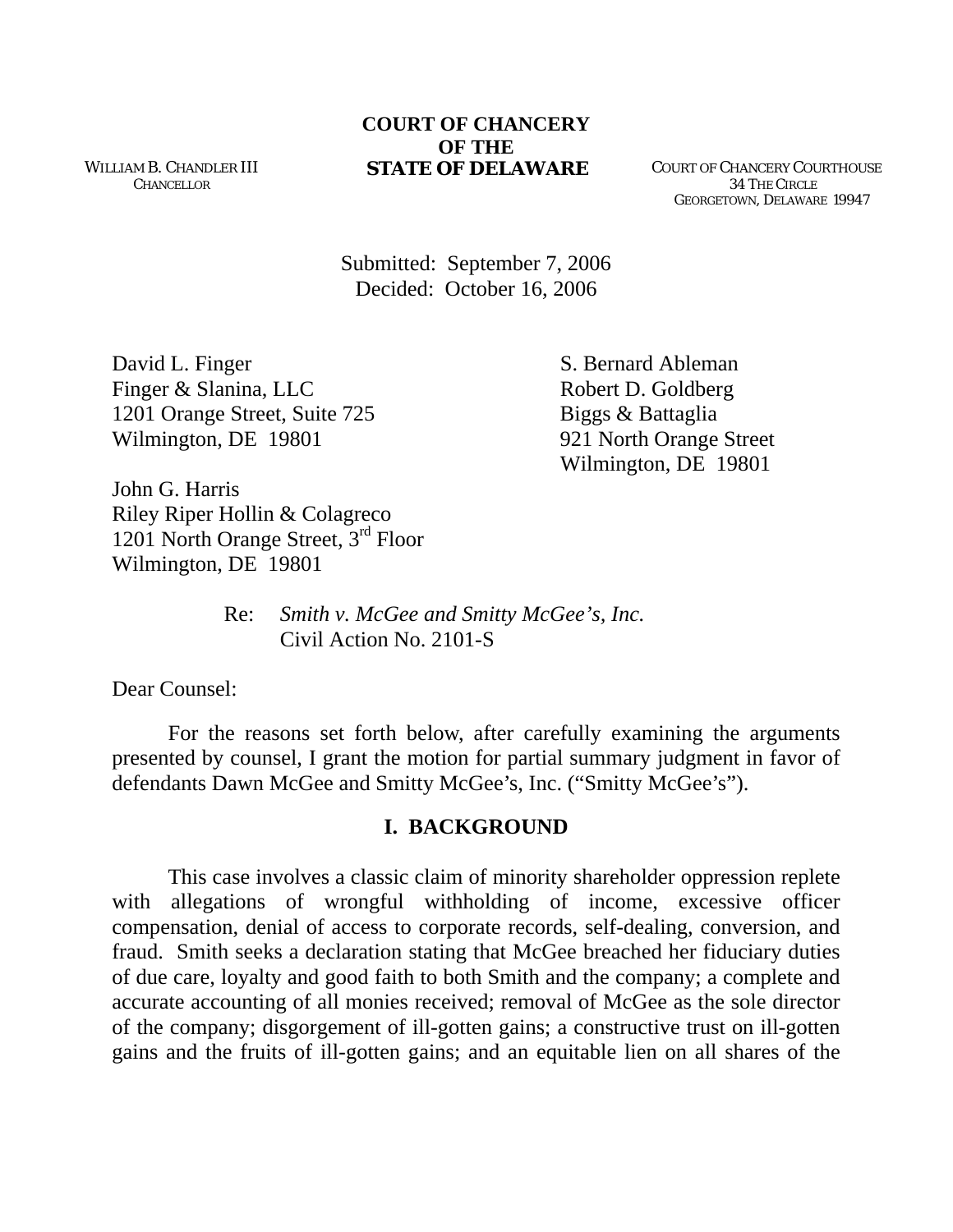**COURT OF CHANCERY**
**OF THE**
**STATE OF DELAWARE**

WILLIAM B. CHANDLER III
CHANCELLOR

COURT OF CHANCERY COURTHOUSE
34 THE CIRCLE
GEORGETOWN, DELAWARE 19947

Submitted: September 7, 2006
Decided: October 16, 2006

David L. Finger
Finger & Slanina, LLC
1201 Orange Street, Suite 725
Wilmington, DE 19801

S. Bernard Ableman
Robert D. Goldberg
Biggs & Battaglia
921 North Orange Street
Wilmington, DE 19801

John G. Harris
Riley Riper Hollin & Colagreco
1201 North Orange Street, 3rd Floor
Wilmington, DE 19801

Re: *Smith v. McGee and Smitty McGee's, Inc.*
Civil Action No. 2101-S

Dear Counsel:

For the reasons set forth below, after carefully examining the arguments presented by counsel, I grant the motion for partial summary judgment in favor of defendants Dawn McGee and Smitty McGee's, Inc. ("Smitty McGee's").

## I. BACKGROUND

This case involves a classic claim of minority shareholder oppression replete with allegations of wrongful withholding of income, excessive officer compensation, denial of access to corporate records, self-dealing, conversion, and fraud. Smith seeks a declaration stating that McGee breached her fiduciary duties of due care, loyalty and good faith to both Smith and the company; a complete and accurate accounting of all monies received; removal of McGee as the sole director of the company; disgorgement of ill-gotten gains; a constructive trust on ill-gotten gains and the fruits of ill-gotten gains; and an equitable lien on all shares of the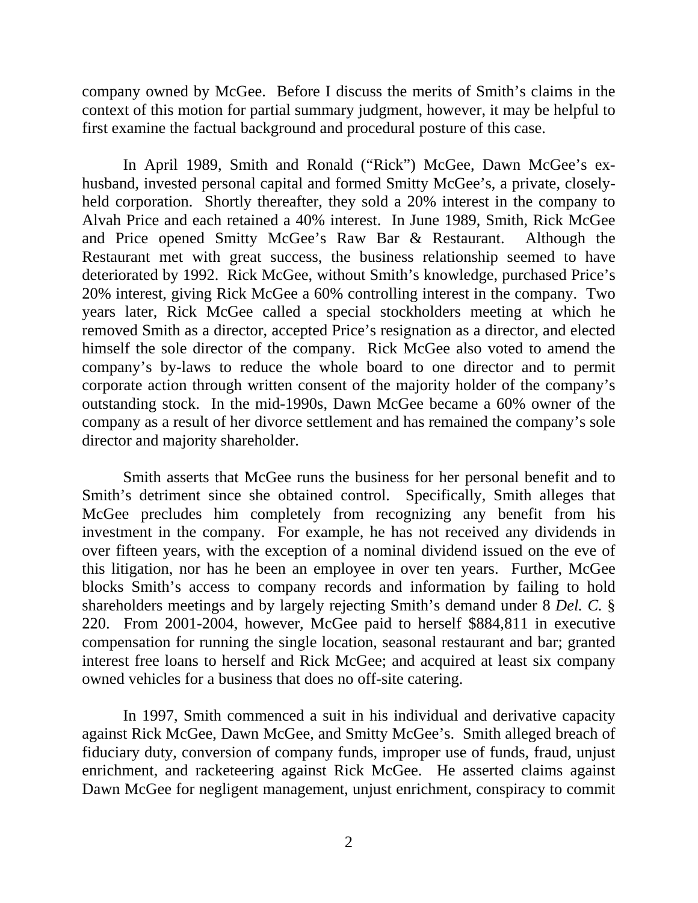company owned by McGee. Before I discuss the merits of Smith's claims in the context of this motion for partial summary judgment, however, it may be helpful to first examine the factual background and procedural posture of this case.

In April 1989, Smith and Ronald ("Rick") McGee, Dawn McGee's ex-husband, invested personal capital and formed Smitty McGee's, a private, closely-held corporation. Shortly thereafter, they sold a 20% interest in the company to Alvah Price and each retained a 40% interest. In June 1989, Smith, Rick McGee and Price opened Smitty McGee's Raw Bar & Restaurant. Although the Restaurant met with great success, the business relationship seemed to have deteriorated by 1992. Rick McGee, without Smith's knowledge, purchased Price's 20% interest, giving Rick McGee a 60% controlling interest in the company. Two years later, Rick McGee called a special stockholders meeting at which he removed Smith as a director, accepted Price's resignation as a director, and elected himself the sole director of the company. Rick McGee also voted to amend the company's by-laws to reduce the whole board to one director and to permit corporate action through written consent of the majority holder of the company's outstanding stock. In the mid-1990s, Dawn McGee became a 60% owner of the company as a result of her divorce settlement and has remained the company's sole director and majority shareholder.

Smith asserts that McGee runs the business for her personal benefit and to Smith's detriment since she obtained control. Specifically, Smith alleges that McGee precludes him completely from recognizing any benefit from his investment in the company. For example, he has not received any dividends in over fifteen years, with the exception of a nominal dividend issued on the eve of this litigation, nor has he been an employee in over ten years. Further, McGee blocks Smith's access to company records and information by failing to hold shareholders meetings and by largely rejecting Smith's demand under 8 *Del. C.* § 220. From 2001-2004, however, McGee paid to herself $884,811 in executive compensation for running the single location, seasonal restaurant and bar; granted interest free loans to herself and Rick McGee; and acquired at least six company owned vehicles for a business that does no off-site catering.

In 1997, Smith commenced a suit in his individual and derivative capacity against Rick McGee, Dawn McGee, and Smitty McGee's. Smith alleged breach of fiduciary duty, conversion of company funds, improper use of funds, fraud, unjust enrichment, and racketeering against Rick McGee. He asserted claims against Dawn McGee for negligent management, unjust enrichment, conspiracy to commit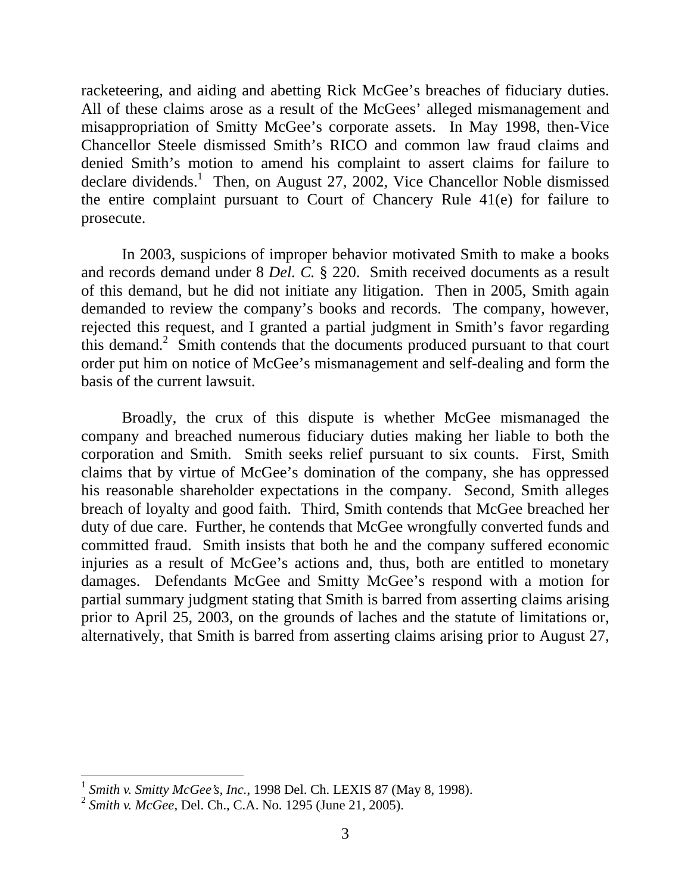racketeering, and aiding and abetting Rick McGee's breaches of fiduciary duties. All of these claims arose as a result of the McGees' alleged mismanagement and misappropriation of Smitty McGee's corporate assets. In May 1998, then-Vice Chancellor Steele dismissed Smith's RICO and common law fraud claims and denied Smith's motion to amend his complaint to assert claims for failure to declare dividends.[1] Then, on August 27, 2002, Vice Chancellor Noble dismissed the entire complaint pursuant to Court of Chancery Rule 41(e) for failure to prosecute.

In 2003, suspicions of improper behavior motivated Smith to make a books and records demand under 8 *Del. C.* § 220. Smith received documents as a result of this demand, but he did not initiate any litigation. Then in 2005, Smith again demanded to review the company's books and records. The company, however, rejected this request, and I granted a partial judgment in Smith's favor regarding this demand.[2] Smith contends that the documents produced pursuant to that court order put him on notice of McGee's mismanagement and self-dealing and form the basis of the current lawsuit.

Broadly, the crux of this dispute is whether McGee mismanaged the company and breached numerous fiduciary duties making her liable to both the corporation and Smith. Smith seeks relief pursuant to six counts. First, Smith claims that by virtue of McGee's domination of the company, she has oppressed his reasonable shareholder expectations in the company. Second, Smith alleges breach of loyalty and good faith. Third, Smith contends that McGee breached her duty of due care. Further, he contends that McGee wrongfully converted funds and committed fraud. Smith insists that both he and the company suffered economic injuries as a result of McGee's actions and, thus, both are entitled to monetary damages. Defendants McGee and Smitty McGee's respond with a motion for partial summary judgment stating that Smith is barred from asserting claims arising prior to April 25, 2003, on the grounds of laches and the statute of limitations or, alternatively, that Smith is barred from asserting claims arising prior to August 27,

---

[1] *Smith v. Smitty McGee's, Inc.*, 1998 Del. Ch. LEXIS 87 (May 8, 1998).

[2] *Smith v. McGee*, Del. Ch., C.A. No. 1295 (June 21, 2005).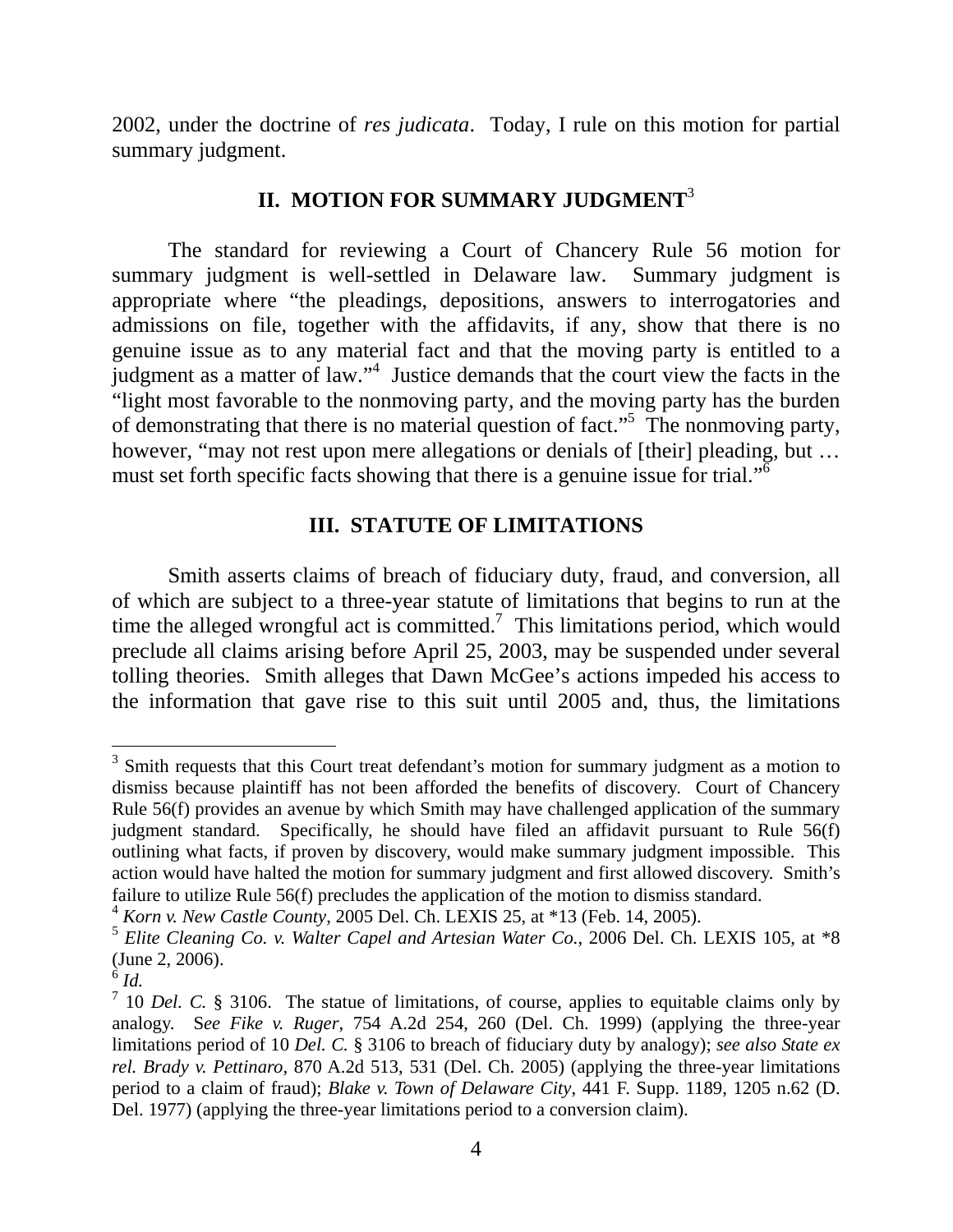2002, under the doctrine of *res judicata*. Today, I rule on this motion for partial summary judgment.

## II. MOTION FOR SUMMARY JUDGMENT[3]

The standard for reviewing a Court of Chancery Rule 56 motion for summary judgment is well-settled in Delaware law. Summary judgment is appropriate where "the pleadings, depositions, answers to interrogatories and admissions on file, together with the affidavits, if any, show that there is no genuine issue as to any material fact and that the moving party is entitled to a judgment as a matter of law."[4] Justice demands that the court view the facts in the "light most favorable to the nonmoving party, and the moving party has the burden of demonstrating that there is no material question of fact."[5] The nonmoving party, however, "may not rest upon mere allegations or denials of [their] pleading, but … must set forth specific facts showing that there is a genuine issue for trial."[6]

## III. STATUTE OF LIMITATIONS

Smith asserts claims of breach of fiduciary duty, fraud, and conversion, all of which are subject to a three-year statute of limitations that begins to run at the time the alleged wrongful act is committed.[7] This limitations period, which would preclude all claims arising before April 25, 2003, may be suspended under several tolling theories. Smith alleges that Dawn McGee's actions impeded his access to the information that gave rise to this suit until 2005 and, thus, the limitations

---

[3] Smith requests that this Court treat defendant's motion for summary judgment as a motion to dismiss because plaintiff has not been afforded the benefits of discovery. Court of Chancery Rule 56(f) provides an avenue by which Smith may have challenged application of the summary judgment standard. Specifically, he should have filed an affidavit pursuant to Rule 56(f) outlining what facts, if proven by discovery, would make summary judgment impossible. This action would have halted the motion for summary judgment and first allowed discovery. Smith's failure to utilize Rule 56(f) precludes the application of the motion to dismiss standard.

[4] *Korn v. New Castle County*, 2005 Del. Ch. LEXIS 25, at *13 (Feb. 14, 2005).

[5] *Elite Cleaning Co. v. Walter Capel and Artesian Water Co.*, 2006 Del. Ch. LEXIS 105, at *8 (June 2, 2006).

[6] *Id.*

[7] 10 *Del. C.* § 3106. The statue of limitations, of course, applies to equitable claims only by analogy. S*ee Fike v. Ruger*, 754 A.2d 254, 260 (Del. Ch. 1999) (applying the three-year limitations period of 10 *Del. C.* § 3106 to breach of fiduciary duty by analogy); *see also State ex rel. Brady v. Pettinaro*, 870 A.2d 513, 531 (Del. Ch. 2005) (applying the three-year limitations period to a claim of fraud); *Blake v. Town of Delaware City*, 441 F. Supp. 1189, 1205 n.62 (D. Del. 1977) (applying the three-year limitations period to a conversion claim).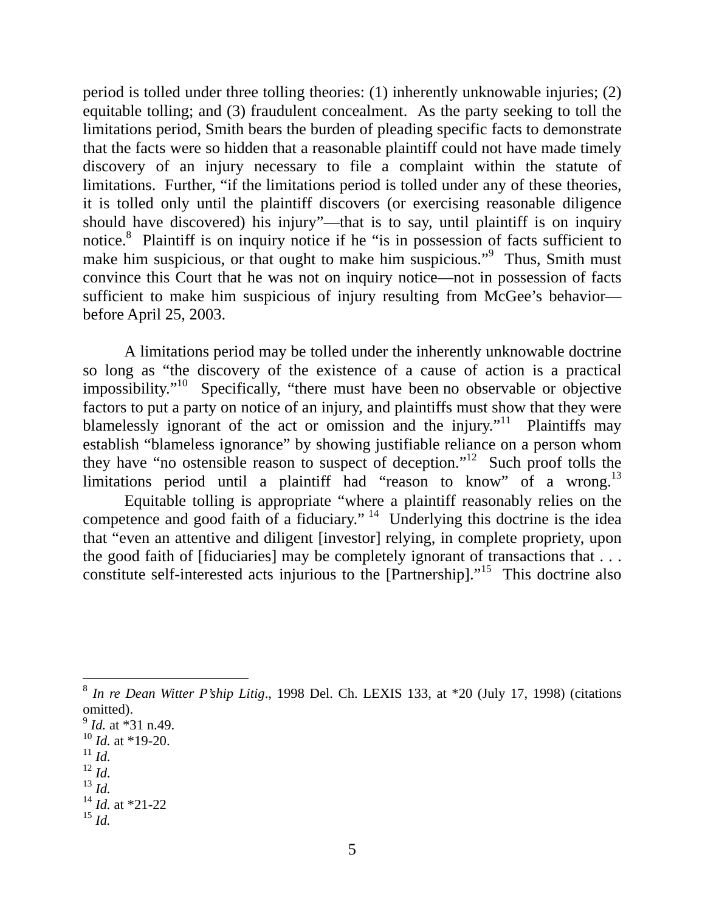period is tolled under three tolling theories: (1) inherently unknowable injuries; (2) equitable tolling; and (3) fraudulent concealment. As the party seeking to toll the limitations period, Smith bears the burden of pleading specific facts to demonstrate that the facts were so hidden that a reasonable plaintiff could not have made timely discovery of an injury necessary to file a complaint within the statute of limitations. Further, "if the limitations period is tolled under any of these theories, it is tolled only until the plaintiff discovers (or exercising reasonable diligence should have discovered) his injury"—that is to say, until plaintiff is on inquiry notice.[8] Plaintiff is on inquiry notice if he "is in possession of facts sufficient to make him suspicious, or that ought to make him suspicious."[9] Thus, Smith must convince this Court that he was not on inquiry notice—not in possession of facts sufficient to make him suspicious of injury resulting from McGee's behavior—before April 25, 2003.

A limitations period may be tolled under the inherently unknowable doctrine so long as "the discovery of the existence of a cause of action is a practical impossibility."[10] Specifically, "there must have been no observable or objective factors to put a party on notice of an injury, and plaintiffs must show that they were blamelessly ignorant of the act or omission and the injury."[11] Plaintiffs may establish "blameless ignorance" by showing justifiable reliance on a person whom they have "no ostensible reason to suspect of deception."[12] Such proof tolls the limitations period until a plaintiff had "reason to know" of a wrong.[13]

Equitable tolling is appropriate "where a plaintiff reasonably relies on the competence and good faith of a fiduciary." [14] Underlying this doctrine is the idea that "even an attentive and diligent [investor] relying, in complete propriety, upon the good faith of [fiduciaries] may be completely ignorant of transactions that . . . constitute self-interested acts injurious to the [Partnership]."[15] This doctrine also

---

[8] *In re Dean Witter P'ship Litig.*, 1998 Del. Ch. LEXIS 133, at *20 (July 17, 1998) (citations omitted).

[9] *Id.* at *31 n.49.

[10] *Id.* at *19-20.

[11] *Id.*

[12] *Id.*

[13] *Id.*

[14] *Id.* at *21-22

[15] *Id.*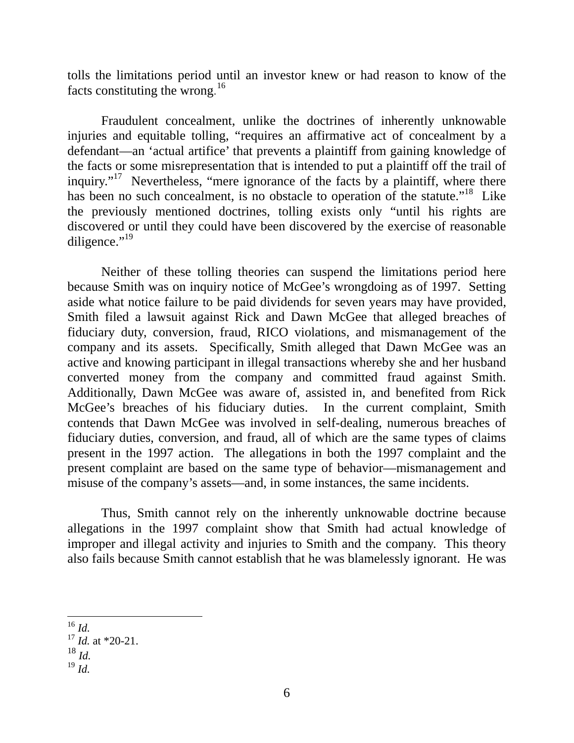tolls the limitations period until an investor knew or had reason to know of the facts constituting the wrong.[16]

Fraudulent concealment, unlike the doctrines of inherently unknowable injuries and equitable tolling, "requires an affirmative act of concealment by a defendant—an 'actual artifice' that prevents a plaintiff from gaining knowledge of the facts or some misrepresentation that is intended to put a plaintiff off the trail of inquiry."[17] Nevertheless, "mere ignorance of the facts by a plaintiff, where there has been no such concealment, is no obstacle to operation of the statute."[18] Like the previously mentioned doctrines, tolling exists only "until his rights are discovered or until they could have been discovered by the exercise of reasonable diligence."[19]

Neither of these tolling theories can suspend the limitations period here because Smith was on inquiry notice of McGee's wrongdoing as of 1997. Setting aside what notice failure to be paid dividends for seven years may have provided, Smith filed a lawsuit against Rick and Dawn McGee that alleged breaches of fiduciary duty, conversion, fraud, RICO violations, and mismanagement of the company and its assets. Specifically, Smith alleged that Dawn McGee was an active and knowing participant in illegal transactions whereby she and her husband converted money from the company and committed fraud against Smith. Additionally, Dawn McGee was aware of, assisted in, and benefited from Rick McGee's breaches of his fiduciary duties. In the current complaint, Smith contends that Dawn McGee was involved in self-dealing, numerous breaches of fiduciary duties, conversion, and fraud, all of which are the same types of claims present in the 1997 action. The allegations in both the 1997 complaint and the present complaint are based on the same type of behavior—mismanagement and misuse of the company's assets—and, in some instances, the same incidents.

Thus, Smith cannot rely on the inherently unknowable doctrine because allegations in the 1997 complaint show that Smith had actual knowledge of improper and illegal activity and injuries to Smith and the company. This theory also fails because Smith cannot establish that he was blamelessly ignorant. He was

---

[16] *Id.*

[17] *Id.* at *20-21.

[18] *Id.*

[19] *Id.*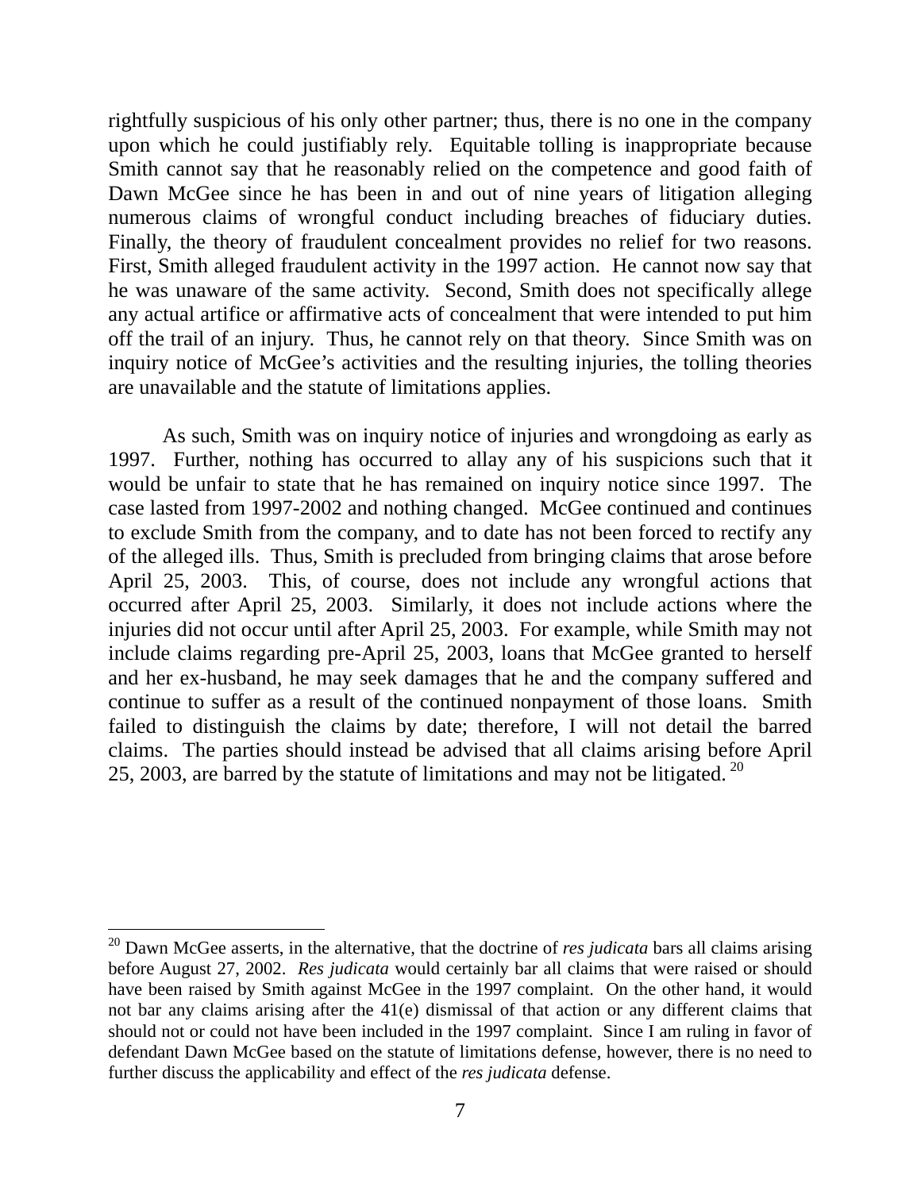rightfully suspicious of his only other partner; thus, there is no one in the company upon which he could justifiably rely. Equitable tolling is inappropriate because Smith cannot say that he reasonably relied on the competence and good faith of Dawn McGee since he has been in and out of nine years of litigation alleging numerous claims of wrongful conduct including breaches of fiduciary duties. Finally, the theory of fraudulent concealment provides no relief for two reasons. First, Smith alleged fraudulent activity in the 1997 action. He cannot now say that he was unaware of the same activity. Second, Smith does not specifically allege any actual artifice or affirmative acts of concealment that were intended to put him off the trail of an injury. Thus, he cannot rely on that theory. Since Smith was on inquiry notice of McGee's activities and the resulting injuries, the tolling theories are unavailable and the statute of limitations applies.

As such, Smith was on inquiry notice of injuries and wrongdoing as early as 1997. Further, nothing has occurred to allay any of his suspicions such that it would be unfair to state that he has remained on inquiry notice since 1997. The case lasted from 1997-2002 and nothing changed. McGee continued and continues to exclude Smith from the company, and to date has not been forced to rectify any of the alleged ills. Thus, Smith is precluded from bringing claims that arose before April 25, 2003. This, of course, does not include any wrongful actions that occurred after April 25, 2003. Similarly, it does not include actions where the injuries did not occur until after April 25, 2003. For example, while Smith may not include claims regarding pre-April 25, 2003, loans that McGee granted to herself and her ex-husband, he may seek damages that he and the company suffered and continue to suffer as a result of the continued nonpayment of those loans. Smith failed to distinguish the claims by date; therefore, I will not detail the barred claims. The parties should instead be advised that all claims arising before April 25, 2003, are barred by the statute of limitations and may not be litigated.[20]

---

[20] Dawn McGee asserts, in the alternative, that the doctrine of *res judicata* bars all claims arising before August 27, 2002. *Res judicata* would certainly bar all claims that were raised or should have been raised by Smith against McGee in the 1997 complaint. On the other hand, it would not bar any claims arising after the 41(e) dismissal of that action or any different claims that should not or could not have been included in the 1997 complaint. Since I am ruling in favor of defendant Dawn McGee based on the statute of limitations defense, however, there is no need to further discuss the applicability and effect of the *res judicata* defense.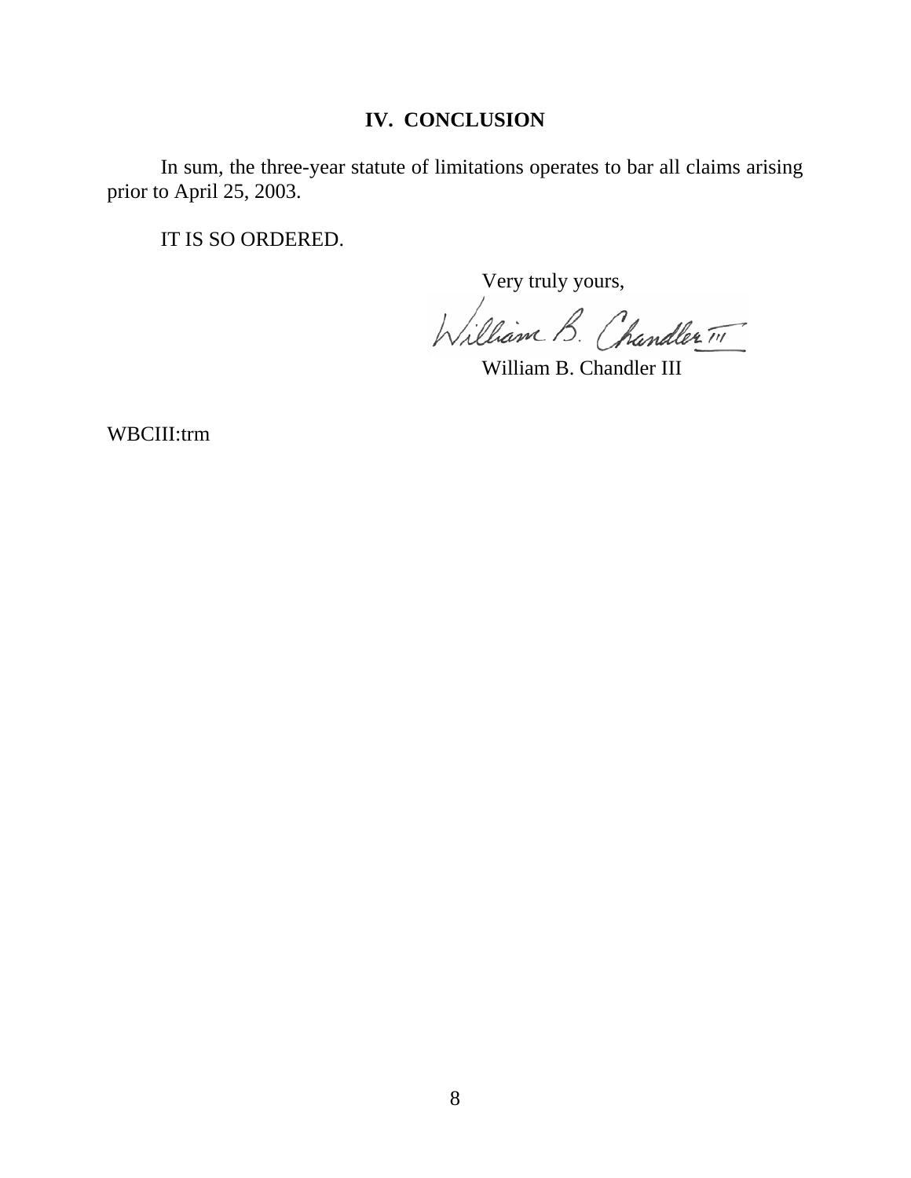## IV. CONCLUSION

In sum, the three-year statute of limitations operates to bar all claims arising prior to April 25, 2003.

IT IS SO ORDERED.

Very truly yours,

William B. Chandler III

WBCIII:trm